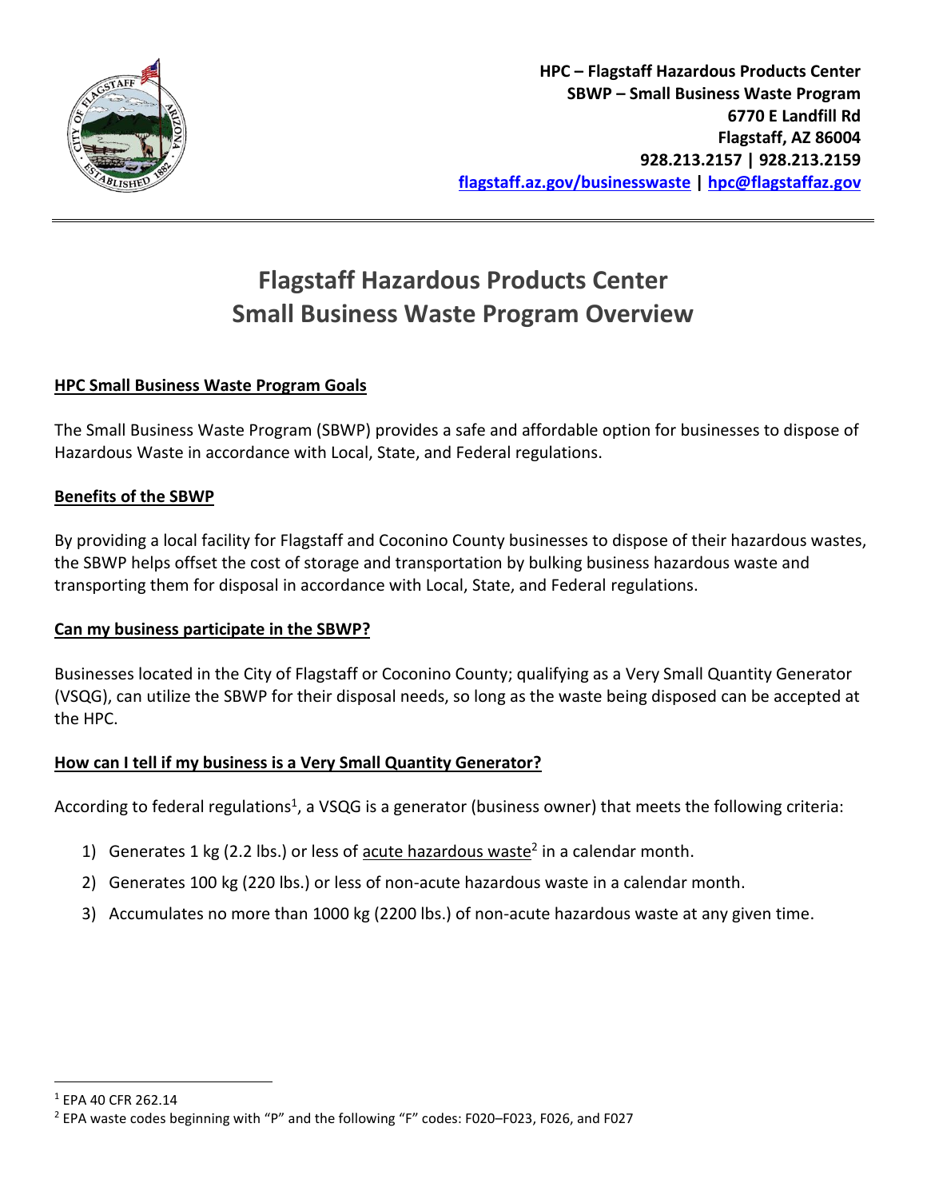**HPC – Flagstaff Hazardous Products Center**
**SBWP – Small Business Waste Program**
**6770 E Landfill Rd**
**Flagstaff, AZ 86004**
**928.213.2157 | 928.213.2159**
**[flagstaff.az.gov/businesswaste](flagstaff.az.gov/businesswaste) | [hpc@flagstaffaz.gov](mailto:hpc@flagstaffaz.gov)**

# Flagstaff Hazardous Products Center
# Small Business Waste Program Overview

## HPC Small Business Waste Program Goals

The Small Business Waste Program (SBWP) provides a safe and affordable option for businesses to dispose of Hazardous Waste in accordance with Local, State, and Federal regulations.

## Benefits of the SBWP

By providing a local facility for Flagstaff and Coconino County businesses to dispose of their hazardous wastes, the SBWP helps offset the cost of storage and transportation by bulking business hazardous waste and transporting them for disposal in accordance with Local, State, and Federal regulations.

## Can my business participate in the SBWP?

Businesses located in the City of Flagstaff or Coconino County; qualifying as a Very Small Quantity Generator (VSQG), can utilize the SBWP for their disposal needs, so long as the waste being disposed can be accepted at the HPC.

## How can I tell if my business is a Very Small Quantity Generator?

According to federal regulations[1], a VSQG is a generator (business owner) that meets the following criteria:

1) Generates 1 kg (2.2 lbs.) or less of acute hazardous waste[2] in a calendar month.
2) Generates 100 kg (220 lbs.) or less of non-acute hazardous waste in a calendar month.
3) Accumulates no more than 1000 kg (2200 lbs.) of non-acute hazardous waste at any given time.

---

[1] EPA 40 CFR 262.14

[2] EPA waste codes beginning with "P" and the following "F" codes: F020–F023, F026, and F027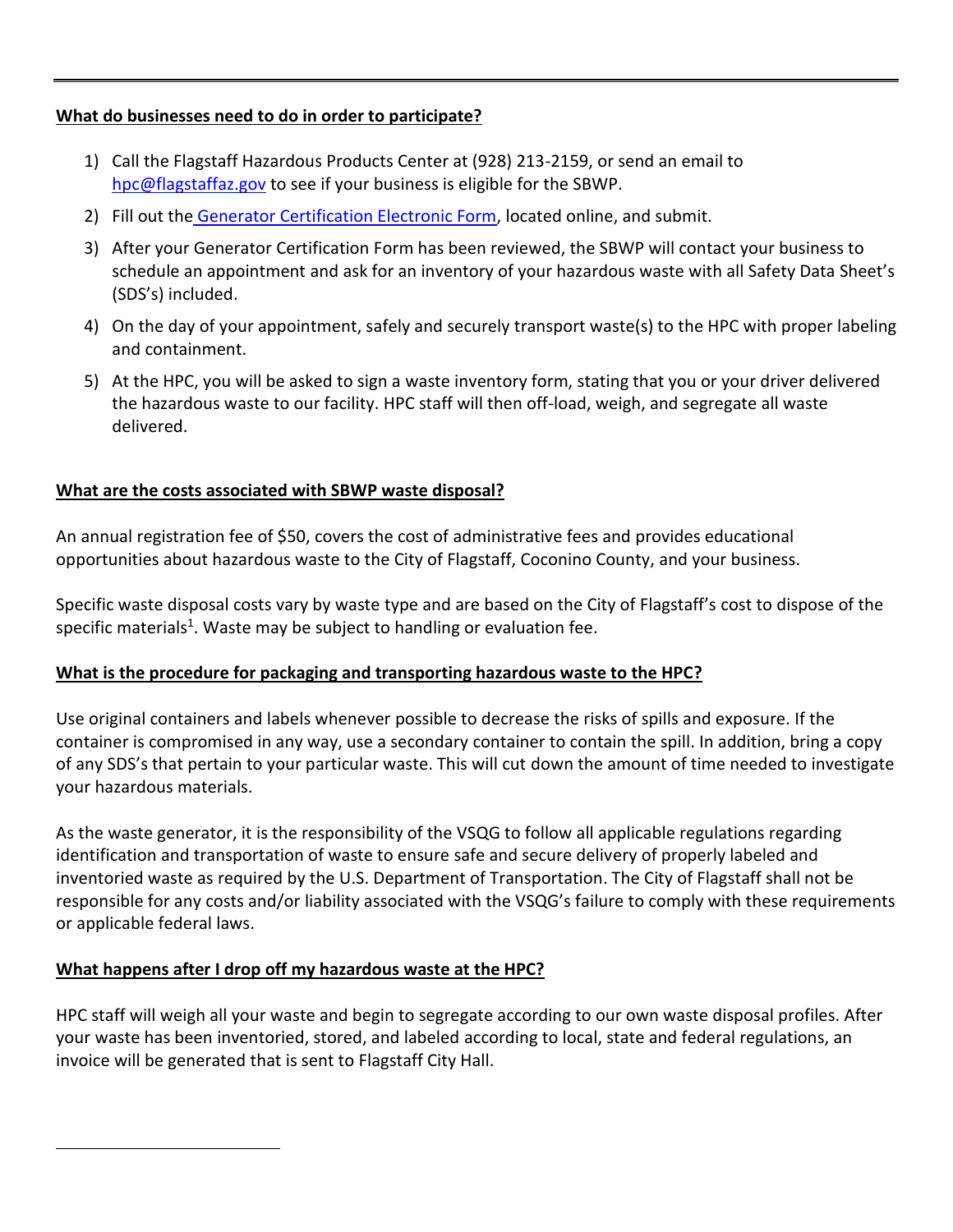**What do businesses need to do in order to participate?**

1) Call the Flagstaff Hazardous Products Center at (928) 213-2159, or send an email to hpc@flagstaffaz.gov to see if your business is eligible for the SBWP.
2) Fill out the Generator Certification Electronic Form, located online, and submit.
3) After your Generator Certification Form has been reviewed, the SBWP will contact your business to schedule an appointment and ask for an inventory of your hazardous waste with all Safety Data Sheet's (SDS's) included.
4) On the day of your appointment, safely and securely transport waste(s) to the HPC with proper labeling and containment.
5) At the HPC, you will be asked to sign a waste inventory form, stating that you or your driver delivered the hazardous waste to our facility. HPC staff will then off-load, weigh, and segregate all waste delivered.

**What are the costs associated with SBWP waste disposal?**

An annual registration fee of $50, covers the cost of administrative fees and provides educational opportunities about hazardous waste to the City of Flagstaff, Coconino County, and your business.

Specific waste disposal costs vary by waste type and are based on the City of Flagstaff's cost to dispose of the specific materials[1]. Waste may be subject to handling or evaluation fee.

**What is the procedure for packaging and transporting hazardous waste to the HPC?**

Use original containers and labels whenever possible to decrease the risks of spills and exposure. If the container is compromised in any way, use a secondary container to contain the spill. In addition, bring a copy of any SDS's that pertain to your particular waste. This will cut down the amount of time needed to investigate your hazardous materials.

As the waste generator, it is the responsibility of the VSQG to follow all applicable regulations regarding identification and transportation of waste to ensure safe and secure delivery of properly labeled and inventoried waste as required by the U.S. Department of Transportation. The City of Flagstaff shall not be responsible for any costs and/or liability associated with the VSQG's failure to comply with these requirements or applicable federal laws.

**What happens after I drop off my hazardous waste at the HPC?**

HPC staff will weigh all your waste and begin to segregate according to our own waste disposal profiles. After your waste has been inventoried, stored, and labeled according to local, state and federal regulations, an invoice will be generated that is sent to Flagstaff City Hall.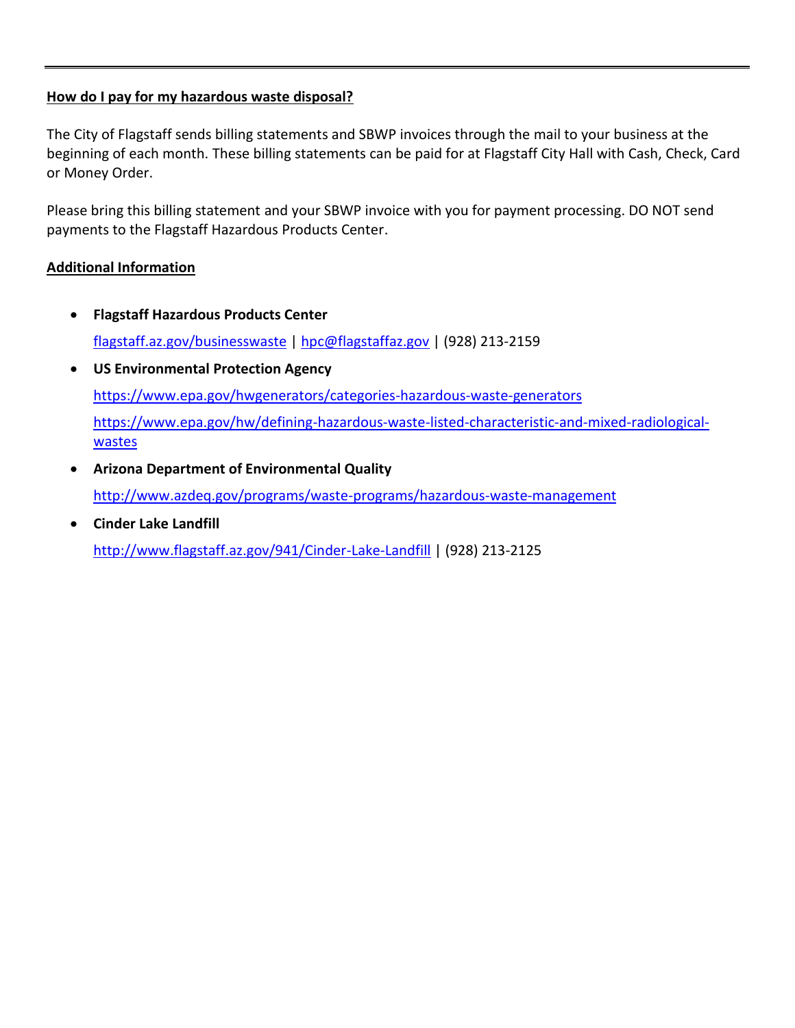---

**How do I pay for my hazardous waste disposal?**

The City of Flagstaff sends billing statements and SBWP invoices through the mail to your business at the beginning of each month. These billing statements can be paid for at Flagstaff City Hall with Cash, Check, Card or Money Order.

Please bring this billing statement and your SBWP invoice with you for payment processing. DO NOT send payments to the Flagstaff Hazardous Products Center.

**Additional Information**

- **Flagstaff Hazardous Products Center**

  flagstaff.az.gov/businesswaste | hpc@flagstaffaz.gov | (928) 213-2159

- **US Environmental Protection Agency**

  https://www.epa.gov/hwgenerators/categories-hazardous-waste-generators

  https://www.epa.gov/hw/defining-hazardous-waste-listed-characteristic-and-mixed-radiological-wastes

- **Arizona Department of Environmental Quality**

  http://www.azdeq.gov/programs/waste-programs/hazardous-waste-management

- **Cinder Lake Landfill**

  http://www.flagstaff.az.gov/941/Cinder-Lake-Landfill | (928) 213-2125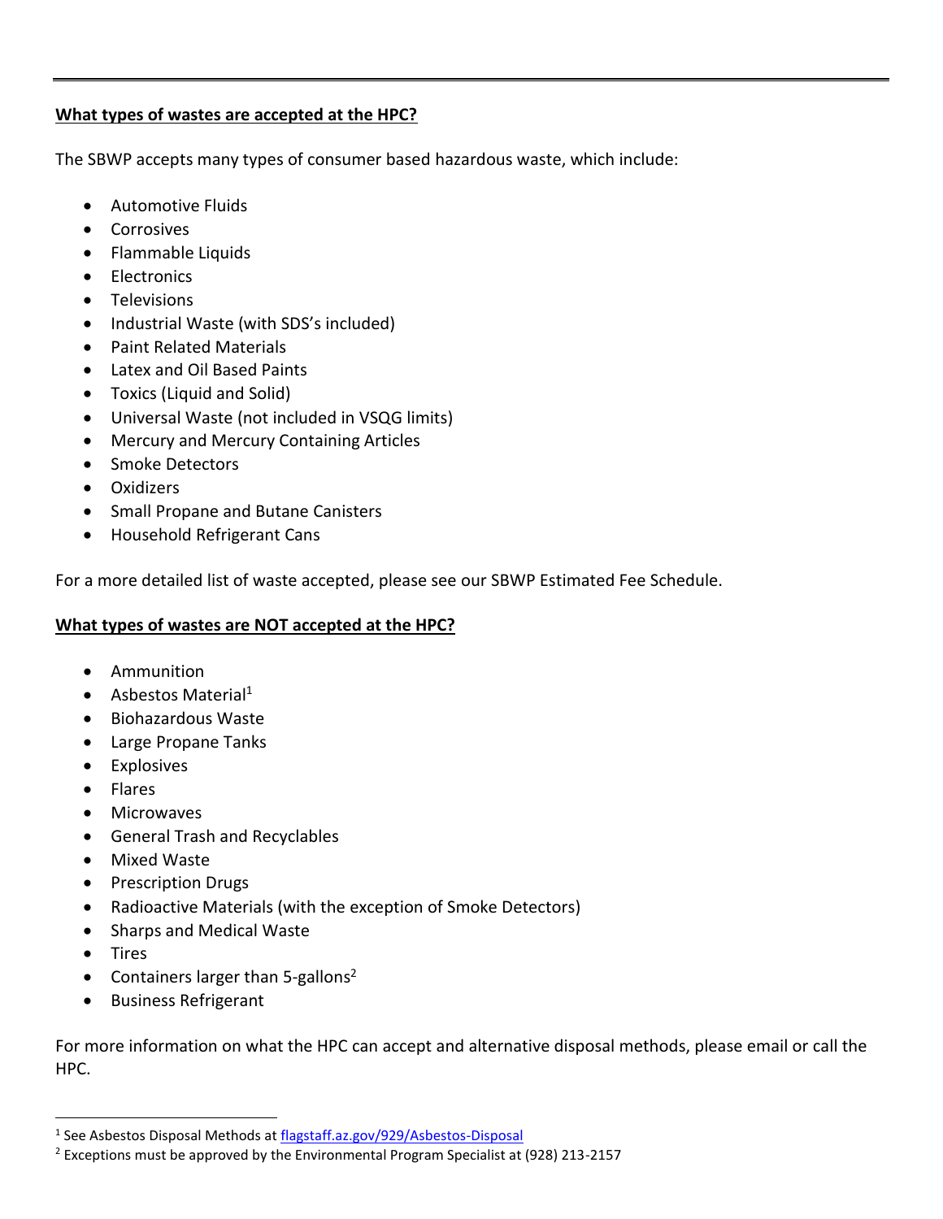## **What types of wastes are accepted at the HPC?**

The SBWP accepts many types of consumer based hazardous waste, which include:

- Automotive Fluids
- Corrosives
- Flammable Liquids
- Electronics
- Televisions
- Industrial Waste (with SDS's included)
- Paint Related Materials
- Latex and Oil Based Paints
- Toxics (Liquid and Solid)
- Universal Waste (not included in VSQG limits)
- Mercury and Mercury Containing Articles
- Smoke Detectors
- Oxidizers
- Small Propane and Butane Canisters
- Household Refrigerant Cans

For a more detailed list of waste accepted, please see our SBWP Estimated Fee Schedule.

## **What types of wastes are NOT accepted at the HPC?**

- Ammunition
- Asbestos Material[1]
- Biohazardous Waste
- Large Propane Tanks
- Explosives
- Flares
- Microwaves
- General Trash and Recyclables
- Mixed Waste
- Prescription Drugs
- Radioactive Materials (with the exception of Smoke Detectors)
- Sharps and Medical Waste
- Tires
- Containers larger than 5-gallons[2]
- Business Refrigerant

For more information on what the HPC can accept and alternative disposal methods, please email or call the HPC.

---

[1] See Asbestos Disposal Methods at flagstaff.az.gov/929/Asbestos-Disposal

[2] Exceptions must be approved by the Environmental Program Specialist at (928) 213-2157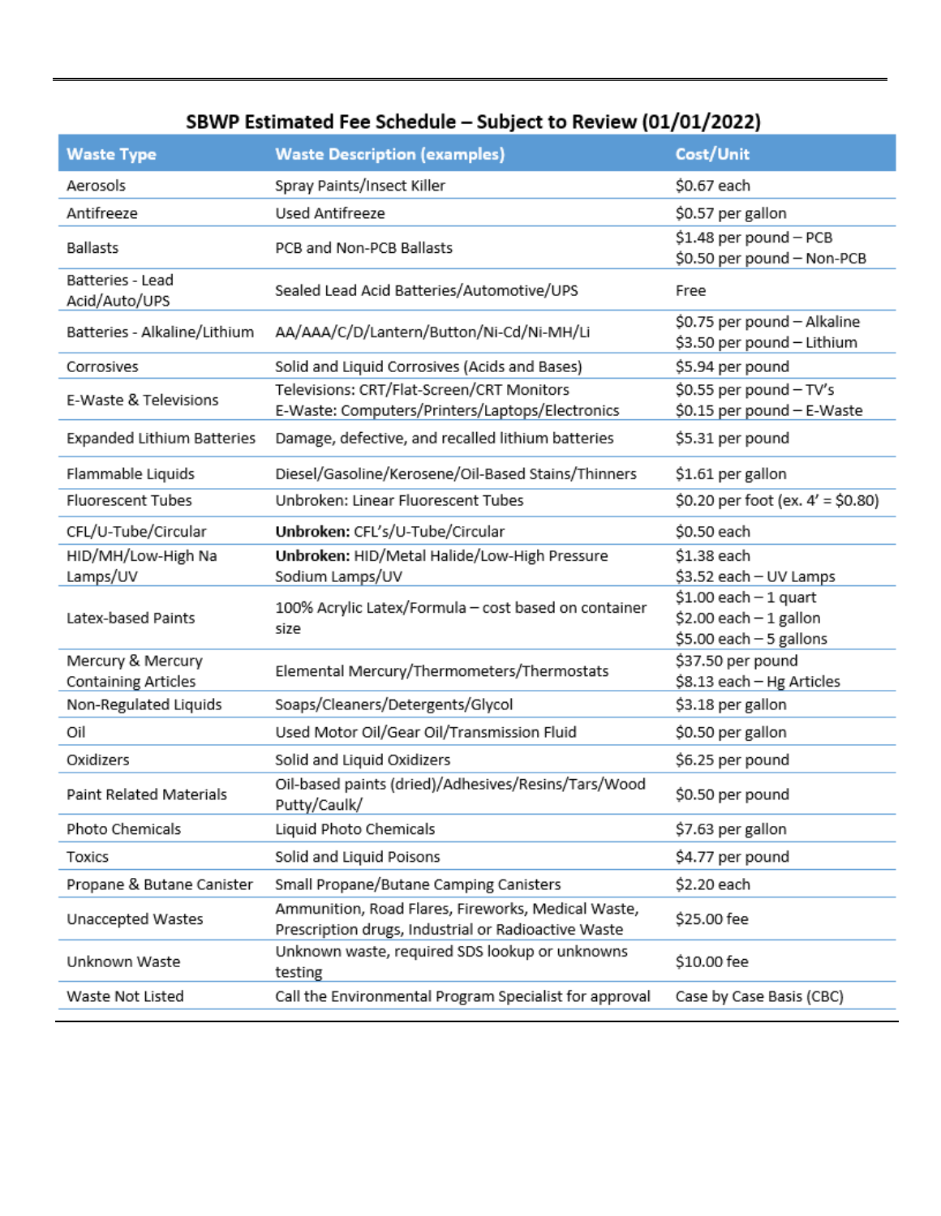## SBWP Estimated Fee Schedule – Subject to Review (01/01/2022)

| Waste Type | Waste Description (examples) | Cost/Unit |
|---|---|---|
| Aerosols | Spray Paints/Insect Killer | $0.67 each |
| Antifreeze | Used Antifreeze | $0.57 per gallon |
| Ballasts | PCB and Non-PCB Ballasts | $1.48 per pound – PCB<br>$0.50 per pound – Non-PCB |
| Batteries - Lead Acid/Auto/UPS | Sealed Lead Acid Batteries/Automotive/UPS | Free |
| Batteries - Alkaline/Lithium | AA/AAA/C/D/Lantern/Button/Ni-Cd/Ni-MH/Li | $0.75 per pound – Alkaline<br>$3.50 per pound – Lithium |
| Corrosives | Solid and Liquid Corrosives (Acids and Bases) | $5.94 per pound |
| E-Waste & Televisions | Televisions: CRT/Flat-Screen/CRT Monitors<br>E-Waste: Computers/Printers/Laptops/Electronics | $0.55 per pound – TV's<br>$0.15 per pound – E-Waste |
| Expanded Lithium Batteries | Damage, defective, and recalled lithium batteries | $5.31 per pound |
| Flammable Liquids | Diesel/Gasoline/Kerosene/Oil-Based Stains/Thinners | $1.61 per gallon |
| Fluorescent Tubes | Unbroken: Linear Fluorescent Tubes | $0.20 per foot (ex. 4' = $0.80) |
| CFL/U-Tube/Circular | **Unbroken:** CFL's/U-Tube/Circular | $0.50 each |
| HID/MH/Low-High Na Lamps/UV | **Unbroken:** HID/Metal Halide/Low-High Pressure Sodium Lamps/UV | $1.38 each<br>$3.52 each – UV Lamps |
| Latex-based Paints | 100% Acrylic Latex/Formula – cost based on container size | $1.00 each – 1 quart<br>$2.00 each – 1 gallon<br>$5.00 each – 5 gallons |
| Mercury & Mercury Containing Articles | Elemental Mercury/Thermometers/Thermostats | $37.50 per pound<br>$8.13 each – Hg Articles |
| Non-Regulated Liquids | Soaps/Cleaners/Detergents/Glycol | $3.18 per gallon |
| Oil | Used Motor Oil/Gear Oil/Transmission Fluid | $0.50 per gallon |
| Oxidizers | Solid and Liquid Oxidizers | $6.25 per pound |
| Paint Related Materials | Oil-based paints (dried)/Adhesives/Resins/Tars/Wood Putty/Caulk/ | $0.50 per pound |
| Photo Chemicals | Liquid Photo Chemicals | $7.63 per gallon |
| Toxics | Solid and Liquid Poisons | $4.77 per pound |
| Propane & Butane Canister | Small Propane/Butane Camping Canisters | $2.20 each |
| Unaccepted Wastes | Ammunition, Road Flares, Fireworks, Medical Waste, Prescription drugs, Industrial or Radioactive Waste | $25.00 fee |
| Unknown Waste | Unknown waste, required SDS lookup or unknowns testing | $10.00 fee |
| Waste Not Listed | Call the Environmental Program Specialist for approval | Case by Case Basis (CBC) |